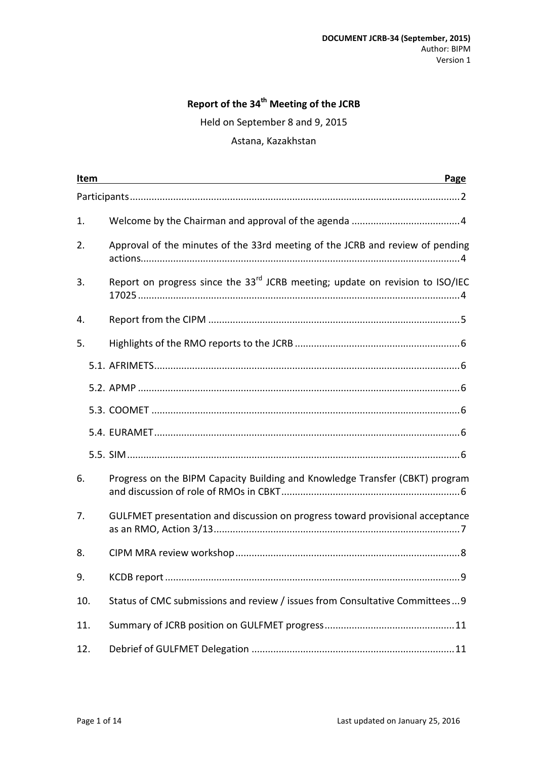DOCUMENT JCRB-34 (September, 2015)
Author: BIPM
Version 1

# Report of the 34th Meeting of the JCRB

Held on September 8 and 9, 2015

Astana, Kazakhstan

| Item | | Page |
|---|---|---|
| Participants | | 2 |
| 1. | Welcome by the Chairman and approval of the agenda | 4 |
| 2. | Approval of the minutes of the 33rd meeting of the JCRB and review of pending actions | 4 |
| 3. | Report on progress since the 33rd JCRB meeting; update on revision to ISO/IEC 17025 | 4 |
| 4. | Report from the CIPM | 5 |
| 5. | Highlights of the RMO reports to the JCRB | 6 |
| | 5.1. AFRIMETS | 6 |
| | 5.2. APMP | 6 |
| | 5.3. COOMET | 6 |
| | 5.4. EURAMET | 6 |
| | 5.5. SIM | 6 |
| 6. | Progress on the BIPM Capacity Building and Knowledge Transfer (CBKT) program and discussion of role of RMOs in CBKT | 6 |
| 7. | GULFMET presentation and discussion on progress toward provisional acceptance as an RMO, Action 3/13 | 7 |
| 8. | CIPM MRA review workshop | 8 |
| 9. | KCDB report | 9 |
| 10. | Status of CMC submissions and review / issues from Consultative Committees | 9 |
| 11. | Summary of JCRB position on GULFMET progress | 11 |
| 12. | Debrief of GULFMET Delegation | 11 |

Last updated on January 25, 2016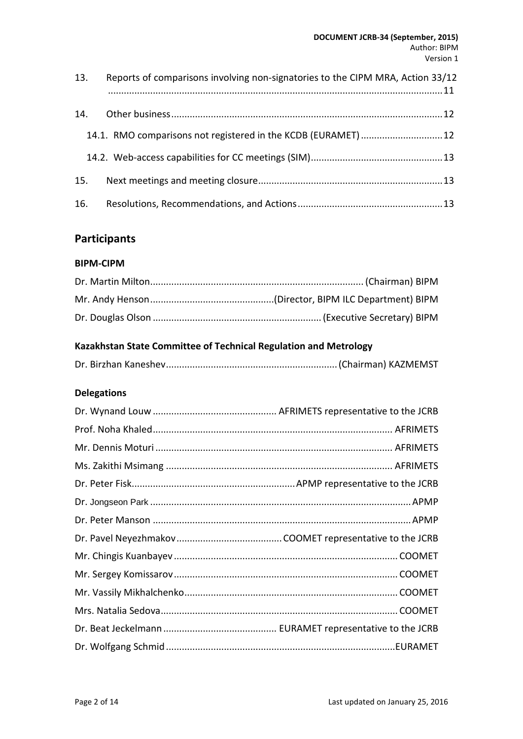13. Reports of comparisons involving non-signatories to the CIPM MRA, Action 33/12 .......... 11

14. Other business .......... 12

  14.1. RMO comparisons not registered in the KCDB (EURAMET) .......... 12

  14.2. Web-access capabilities for CC meetings (SIM) .......... 13

15. Next meetings and meeting closure .......... 13

16. Resolutions, Recommendations, and Actions .......... 13

## Participants

### BIPM-CIPM

Dr. Martin Milton .......... (Chairman) BIPM

Mr. Andy Henson .......... (Director, BIPM ILC Department) BIPM

Dr. Douglas Olson .......... (Executive Secretary) BIPM

### Kazakhstan State Committee of Technical Regulation and Metrology

Dr. Birzhan Kaneshev .......... (Chairman) KAZMEMST

### Delegations

Dr. Wynand Louw .......... AFRIMETS representative to the JCRB

Prof. Noha Khaled .......... AFRIMETS

Mr. Dennis Moturi .......... AFRIMETS

Ms. Zakithi Msimang .......... AFRIMETS

Dr. Peter Fisk .......... APMP representative to the JCRB

Dr. Jongseon Park .......... APMP

Dr. Peter Manson .......... APMP

Dr. Pavel Neyezhmakov .......... COOMET representative to the JCRB

Mr. Chingis Kuanbayev .......... COOMET

Mr. Sergey Komissarov .......... COOMET

Mr. Vassily Mikhalchenko .......... COOMET

Mrs. Natalia Sedova .......... COOMET

Dr. Beat Jeckelmann .......... EURAMET representative to the JCRB

Dr. Wolfgang Schmid .......... EURAMET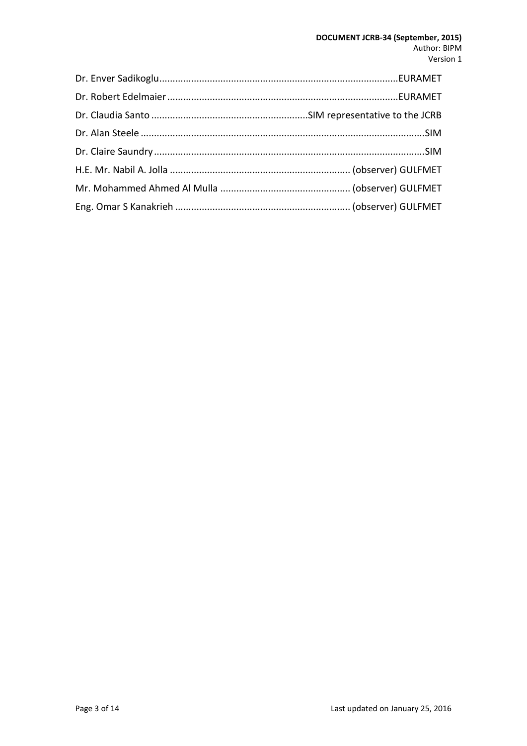Dr. Enver Sadikoglu........................................................................................EURAMET

Dr. Robert Edelmaier.....................................................................................EURAMET

Dr. Claudia Santo ..........................................................SIM representative to the JCRB

Dr. Alan Steele .........................................................................................................SIM

Dr. Claire Saundry ....................................................................................................SIM

H.E. Mr. Nabil A. Jolla .................................................................. (observer) GULFMET

Mr. Mohammed Ahmed Al Mulla ................................................ (observer) GULFMET

Eng. Omar S Kanakrieh ................................................................ (observer) GULFMET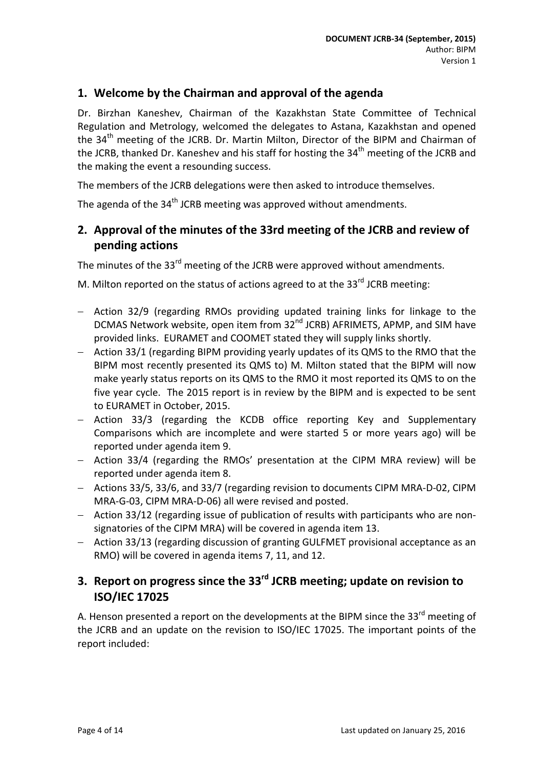## 1. Welcome by the Chairman and approval of the agenda

Dr. Birzhan Kaneshev, Chairman of the Kazakhstan State Committee of Technical Regulation and Metrology, welcomed the delegates to Astana, Kazakhstan and opened the 34th meeting of the JCRB. Dr. Martin Milton, Director of the BIPM and Chairman of the JCRB, thanked Dr. Kaneshev and his staff for hosting the 34th meeting of the JCRB and the making the event a resounding success.

The members of the JCRB delegations were then asked to introduce themselves.

The agenda of the 34th JCRB meeting was approved without amendments.

## 2. Approval of the minutes of the 33rd meeting of the JCRB and review of pending actions

The minutes of the 33rd meeting of the JCRB were approved without amendments.

M. Milton reported on the status of actions agreed to at the 33rd JCRB meeting:

- Action 32/9 (regarding RMOs providing updated training links for linkage to the DCMAS Network website, open item from 32nd JCRB) AFRIMETS, APMP, and SIM have provided links. EURAMET and COOMET stated they will supply links shortly.
- Action 33/1 (regarding BIPM providing yearly updates of its QMS to the RMO that the BIPM most recently presented its QMS to) M. Milton stated that the BIPM will now make yearly status reports on its QMS to the RMO it most reported its QMS to on the five year cycle. The 2015 report is in review by the BIPM and is expected to be sent to EURAMET in October, 2015.
- Action 33/3 (regarding the KCDB office reporting Key and Supplementary Comparisons which are incomplete and were started 5 or more years ago) will be reported under agenda item 9.
- Action 33/4 (regarding the RMOs' presentation at the CIPM MRA review) will be reported under agenda item 8.
- Actions 33/5, 33/6, and 33/7 (regarding revision to documents CIPM MRA-D-02, CIPM MRA-G-03, CIPM MRA-D-06) all were revised and posted.
- Action 33/12 (regarding issue of publication of results with participants who are non-signatories of the CIPM MRA) will be covered in agenda item 13.
- Action 33/13 (regarding discussion of granting GULFMET provisional acceptance as an RMO) will be covered in agenda items 7, 11, and 12.

## 3. Report on progress since the 33rd JCRB meeting; update on revision to ISO/IEC 17025

A. Henson presented a report on the developments at the BIPM since the 33rd meeting of the JCRB and an update on the revision to ISO/IEC 17025. The important points of the report included: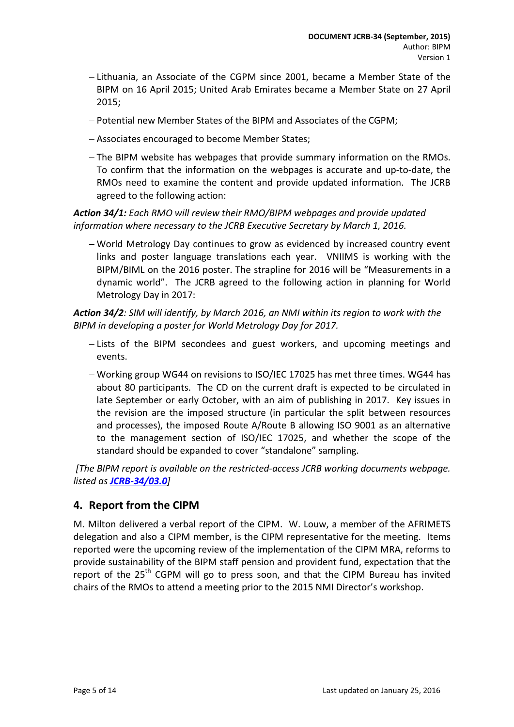- Lithuania, an Associate of the CGPM since 2001, became a Member State of the BIPM on 16 April 2015; United Arab Emirates became a Member State on 27 April 2015;
- Potential new Member States of the BIPM and Associates of the CGPM;
- Associates encouraged to become Member States;
- The BIPM website has webpages that provide summary information on the RMOs. To confirm that the information on the webpages is accurate and up-to-date, the RMOs need to examine the content and provide updated information. The JCRB agreed to the following action:

***Action 34/1:*** *Each RMO will review their RMO/BIPM webpages and provide updated information where necessary to the JCRB Executive Secretary by March 1, 2016.*

- World Metrology Day continues to grow as evidenced by increased country event links and poster language translations each year. VNIIMS is working with the BIPM/BIML on the 2016 poster. The strapline for 2016 will be "Measurements in a dynamic world". The JCRB agreed to the following action in planning for World Metrology Day in 2017:

***Action 34/2****: SIM will identify, by March 2016, an NMI within its region to work with the BIPM in developing a poster for World Metrology Day for 2017.*

- Lists of the BIPM secondees and guest workers, and upcoming meetings and events.
- Working group WG44 on revisions to ISO/IEC 17025 has met three times. WG44 has about 80 participants. The CD on the current draft is expected to be circulated in late September or early October, with an aim of publishing in 2017. Key issues in the revision are the imposed structure (in particular the split between resources and processes), the imposed Route A/Route B allowing ISO 9001 as an alternative to the management section of ISO/IEC 17025, and whether the scope of the standard should be expanded to cover "standalone" sampling.

*[The BIPM report is available on the restricted-access JCRB working documents webpage. listed as **JCRB-34/03.0**]*

## 4. Report from the CIPM

M. Milton delivered a verbal report of the CIPM. W. Louw, a member of the AFRIMETS delegation and also a CIPM member, is the CIPM representative for the meeting. Items reported were the upcoming review of the implementation of the CIPM MRA, reforms to provide sustainability of the BIPM staff pension and provident fund, expectation that the report of the 25$^{th}$ CGPM will go to press soon, and that the CIPM Bureau has invited chairs of the RMOs to attend a meeting prior to the 2015 NMI Director's workshop.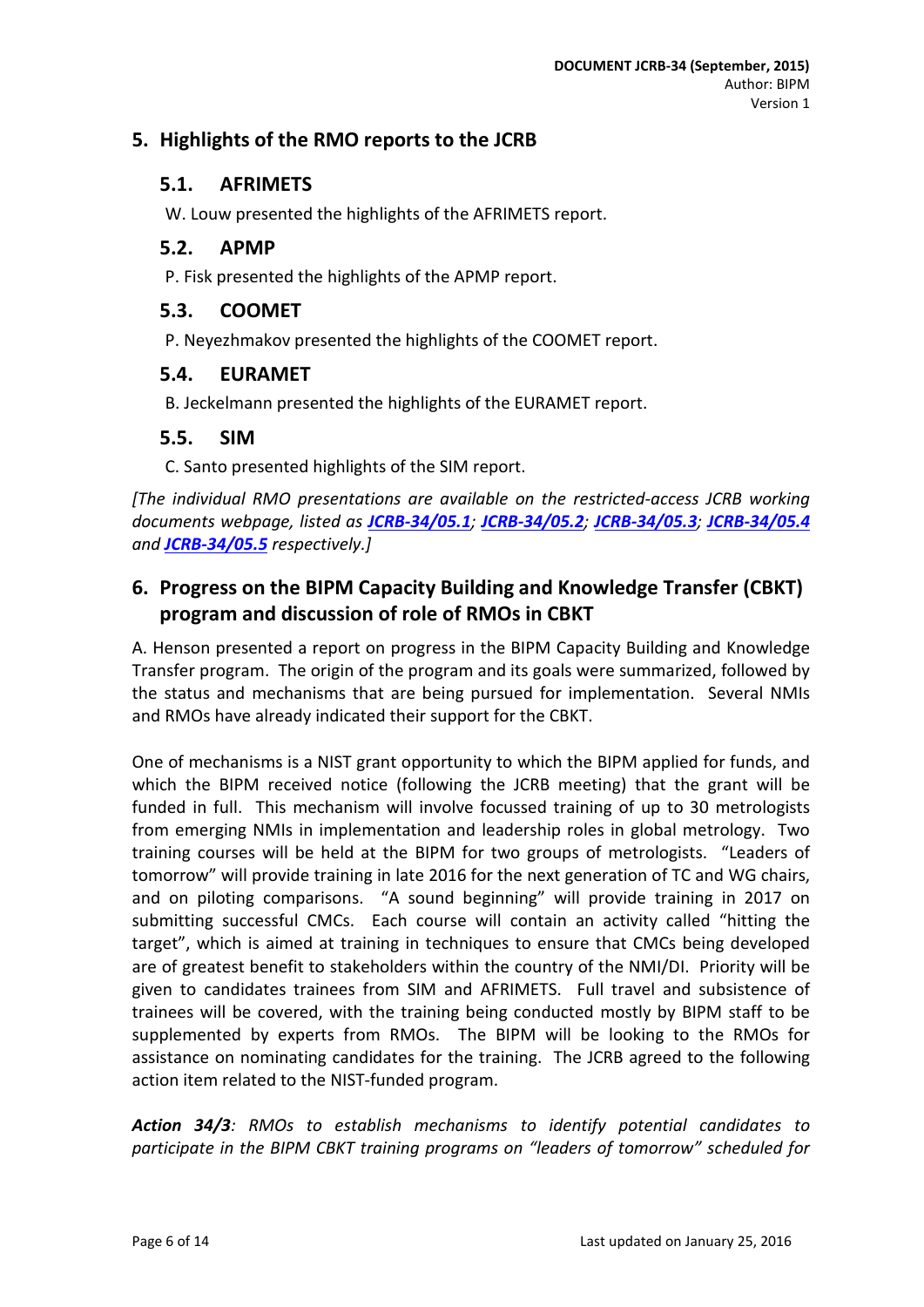## 5. Highlights of the RMO reports to the JCRB

### 5.1. AFRIMETS

W. Louw presented the highlights of the AFRIMETS report.

### 5.2. APMP

P. Fisk presented the highlights of the APMP report.

### 5.3. COOMET

P. Neyezhmakov presented the highlights of the COOMET report.

### 5.4. EURAMET

B. Jeckelmann presented the highlights of the EURAMET report.

### 5.5. SIM

C. Santo presented highlights of the SIM report.

*[The individual RMO presentations are available on the restricted-access JCRB working documents webpage, listed as **JCRB-34/05.1**; **JCRB-34/05.2**; **JCRB-34/05.3**; **JCRB-34/05.4** and **JCRB-34/05.5** respectively.]*

## 6. Progress on the BIPM Capacity Building and Knowledge Transfer (CBKT) program and discussion of role of RMOs in CBKT

A. Henson presented a report on progress in the BIPM Capacity Building and Knowledge Transfer program. The origin of the program and its goals were summarized, followed by the status and mechanisms that are being pursued for implementation. Several NMIs and RMOs have already indicated their support for the CBKT.

One of mechanisms is a NIST grant opportunity to which the BIPM applied for funds, and which the BIPM received notice (following the JCRB meeting) that the grant will be funded in full. This mechanism will involve focussed training of up to 30 metrologists from emerging NMIs in implementation and leadership roles in global metrology. Two training courses will be held at the BIPM for two groups of metrologists. "Leaders of tomorrow" will provide training in late 2016 for the next generation of TC and WG chairs, and on piloting comparisons. "A sound beginning" will provide training in 2017 on submitting successful CMCs. Each course will contain an activity called "hitting the target", which is aimed at training in techniques to ensure that CMCs being developed are of greatest benefit to stakeholders within the country of the NMI/DI. Priority will be given to candidates trainees from SIM and AFRIMETS. Full travel and subsistence of trainees will be covered, with the training being conducted mostly by BIPM staff to be supplemented by experts from RMOs. The BIPM will be looking to the RMOs for assistance on nominating candidates for the training. The JCRB agreed to the following action item related to the NIST-funded program.

***Action 34/3****: RMOs to establish mechanisms to identify potential candidates to participate in the BIPM CBKT training programs on "leaders of tomorrow" scheduled for*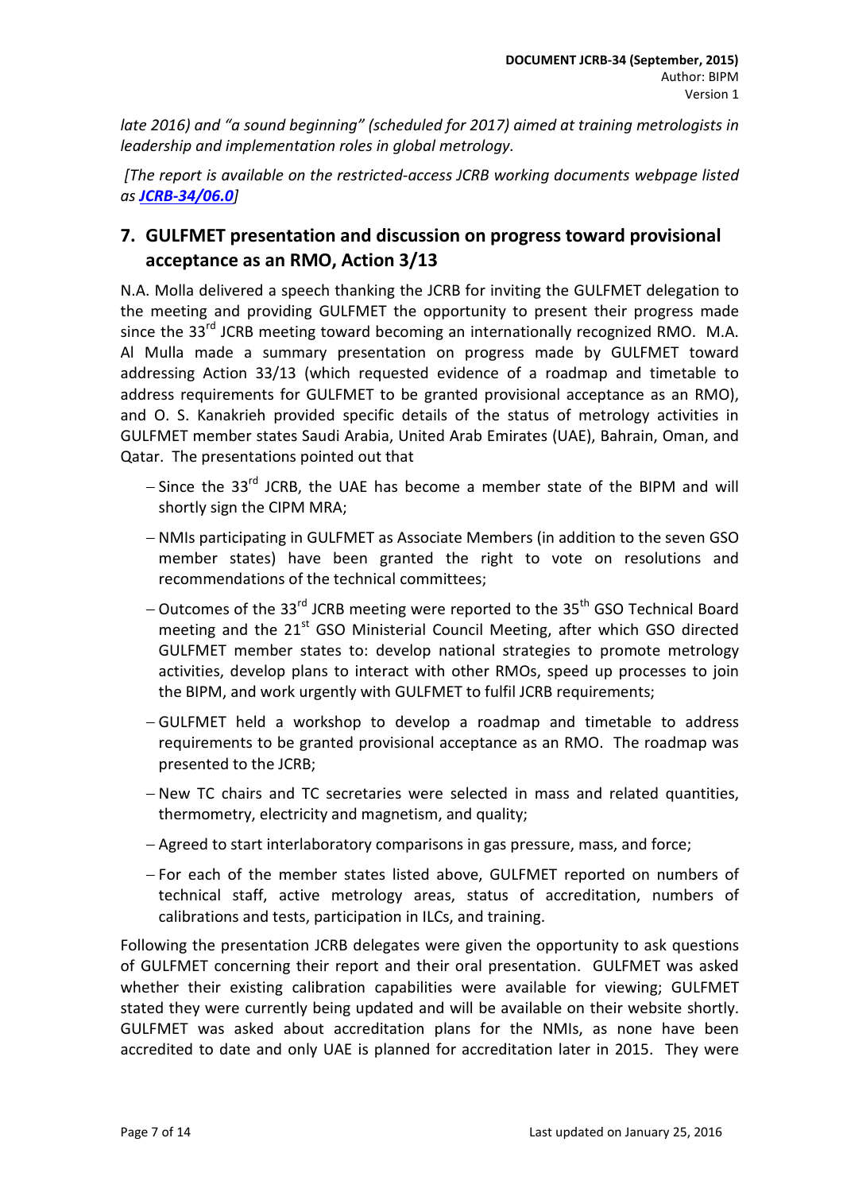*late 2016) and "a sound beginning" (scheduled for 2017) aimed at training metrologists in leadership and implementation roles in global metrology.*

*[The report is available on the restricted-access JCRB working documents webpage listed as* ***JCRB-34/06.0****]*

## 7. GULFMET presentation and discussion on progress toward provisional acceptance as an RMO, Action 3/13

N.A. Molla delivered a speech thanking the JCRB for inviting the GULFMET delegation to the meeting and providing GULFMET the opportunity to present their progress made since the 33rd JCRB meeting toward becoming an internationally recognized RMO. M.A. Al Mulla made a summary presentation on progress made by GULFMET toward addressing Action 33/13 (which requested evidence of a roadmap and timetable to address requirements for GULFMET to be granted provisional acceptance as an RMO), and O. S. Kanakrieh provided specific details of the status of metrology activities in GULFMET member states Saudi Arabia, United Arab Emirates (UAE), Bahrain, Oman, and Qatar. The presentations pointed out that

- Since the 33rd JCRB, the UAE has become a member state of the BIPM and will shortly sign the CIPM MRA;
- NMIs participating in GULFMET as Associate Members (in addition to the seven GSO member states) have been granted the right to vote on resolutions and recommendations of the technical committees;
- Outcomes of the 33rd JCRB meeting were reported to the 35th GSO Technical Board meeting and the 21st GSO Ministerial Council Meeting, after which GSO directed GULFMET member states to: develop national strategies to promote metrology activities, develop plans to interact with other RMOs, speed up processes to join the BIPM, and work urgently with GULFMET to fulfil JCRB requirements;
- GULFMET held a workshop to develop a roadmap and timetable to address requirements to be granted provisional acceptance as an RMO. The roadmap was presented to the JCRB;
- New TC chairs and TC secretaries were selected in mass and related quantities, thermometry, electricity and magnetism, and quality;
- Agreed to start interlaboratory comparisons in gas pressure, mass, and force;
- For each of the member states listed above, GULFMET reported on numbers of technical staff, active metrology areas, status of accreditation, numbers of calibrations and tests, participation in ILCs, and training.

Following the presentation JCRB delegates were given the opportunity to ask questions of GULFMET concerning their report and their oral presentation. GULFMET was asked whether their existing calibration capabilities were available for viewing; GULFMET stated they were currently being updated and will be available on their website shortly. GULFMET was asked about accreditation plans for the NMIs, as none have been accredited to date and only UAE is planned for accreditation later in 2015. They were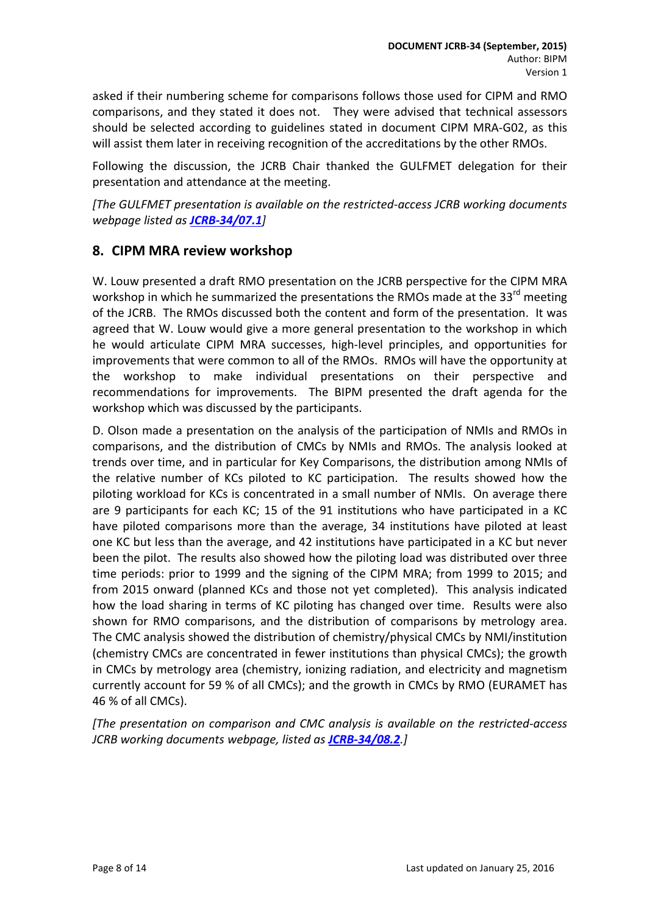asked if their numbering scheme for comparisons follows those used for CIPM and RMO comparisons, and they stated it does not. They were advised that technical assessors should be selected according to guidelines stated in document CIPM MRA-G02, as this will assist them later in receiving recognition of the accreditations by the other RMOs.

Following the discussion, the JCRB Chair thanked the GULFMET delegation for their presentation and attendance at the meeting.

*[The GULFMET presentation is available on the restricted-access JCRB working documents webpage listed as* ***JCRB-34/07.1****]*

## 8. CIPM MRA review workshop

W. Louw presented a draft RMO presentation on the JCRB perspective for the CIPM MRA workshop in which he summarized the presentations the RMOs made at the 33rd meeting of the JCRB. The RMOs discussed both the content and form of the presentation. It was agreed that W. Louw would give a more general presentation to the workshop in which he would articulate CIPM MRA successes, high-level principles, and opportunities for improvements that were common to all of the RMOs. RMOs will have the opportunity at the workshop to make individual presentations on their perspective and recommendations for improvements. The BIPM presented the draft agenda for the workshop which was discussed by the participants.

D. Olson made a presentation on the analysis of the participation of NMIs and RMOs in comparisons, and the distribution of CMCs by NMIs and RMOs. The analysis looked at trends over time, and in particular for Key Comparisons, the distribution among NMIs of the relative number of KCs piloted to KC participation. The results showed how the piloting workload for KCs is concentrated in a small number of NMIs. On average there are 9 participants for each KC; 15 of the 91 institutions who have participated in a KC have piloted comparisons more than the average, 34 institutions have piloted at least one KC but less than the average, and 42 institutions have participated in a KC but never been the pilot. The results also showed how the piloting load was distributed over three time periods: prior to 1999 and the signing of the CIPM MRA; from 1999 to 2015; and from 2015 onward (planned KCs and those not yet completed). This analysis indicated how the load sharing in terms of KC piloting has changed over time. Results were also shown for RMO comparisons, and the distribution of comparisons by metrology area. The CMC analysis showed the distribution of chemistry/physical CMCs by NMI/institution (chemistry CMCs are concentrated in fewer institutions than physical CMCs); the growth in CMCs by metrology area (chemistry, ionizing radiation, and electricity and magnetism currently account for 59 % of all CMCs); and the growth in CMCs by RMO (EURAMET has 46 % of all CMCs).

*[The presentation on comparison and CMC analysis is available on the restricted-access JCRB working documents webpage, listed as* ***JCRB-34/08.2****.]*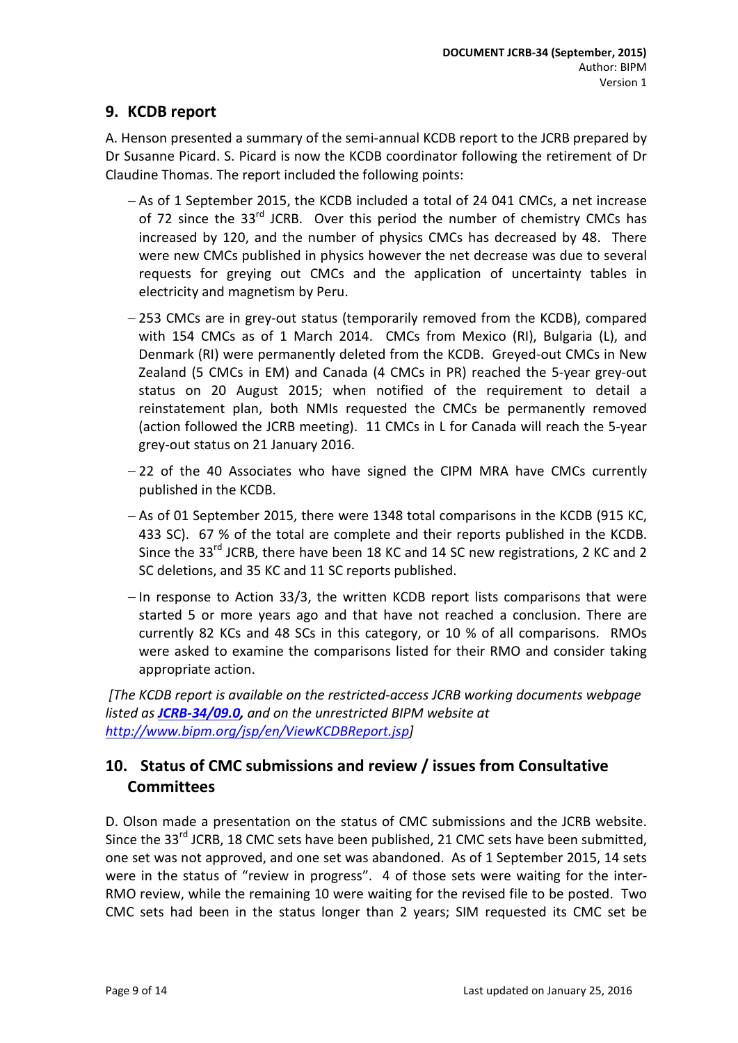## 9. KCDB report

A. Henson presented a summary of the semi-annual KCDB report to the JCRB prepared by Dr Susanne Picard. S. Picard is now the KCDB coordinator following the retirement of Dr Claudine Thomas. The report included the following points:

- As of 1 September 2015, the KCDB included a total of 24 041 CMCs, a net increase of 72 since the 33rd JCRB. Over this period the number of chemistry CMCs has increased by 120, and the number of physics CMCs has decreased by 48. There were new CMCs published in physics however the net decrease was due to several requests for greying out CMCs and the application of uncertainty tables in electricity and magnetism by Peru.
- 253 CMCs are in grey-out status (temporarily removed from the KCDB), compared with 154 CMCs as of 1 March 2014. CMCs from Mexico (RI), Bulgaria (L), and Denmark (RI) were permanently deleted from the KCDB. Greyed-out CMCs in New Zealand (5 CMCs in EM) and Canada (4 CMCs in PR) reached the 5-year grey-out status on 20 August 2015; when notified of the requirement to detail a reinstatement plan, both NMIs requested the CMCs be permanently removed (action followed the JCRB meeting). 11 CMCs in L for Canada will reach the 5-year grey-out status on 21 January 2016.
- 22 of the 40 Associates who have signed the CIPM MRA have CMCs currently published in the KCDB.
- As of 01 September 2015, there were 1348 total comparisons in the KCDB (915 KC, 433 SC). 67 % of the total are complete and their reports published in the KCDB. Since the 33rd JCRB, there have been 18 KC and 14 SC new registrations, 2 KC and 2 SC deletions, and 35 KC and 11 SC reports published.
- In response to Action 33/3, the written KCDB report lists comparisons that were started 5 or more years ago and that have not reached a conclusion. There are currently 82 KCs and 48 SCs in this category, or 10 % of all comparisons. RMOs were asked to examine the comparisons listed for their RMO and consider taking appropriate action.

*[The KCDB report is available on the restricted-access JCRB working documents webpage listed as **JCRB-34/09.0**, and on the unrestricted BIPM website at http://www.bipm.org/jsp/en/ViewKCDBReport.jsp]*

## 10. Status of CMC submissions and review / issues from Consultative Committees

D. Olson made a presentation on the status of CMC submissions and the JCRB website. Since the 33rd JCRB, 18 CMC sets have been published, 21 CMC sets have been submitted, one set was not approved, and one set was abandoned. As of 1 September 2015, 14 sets were in the status of "review in progress". 4 of those sets were waiting for the inter-RMO review, while the remaining 10 were waiting for the revised file to be posted. Two CMC sets had been in the status longer than 2 years; SIM requested its CMC set be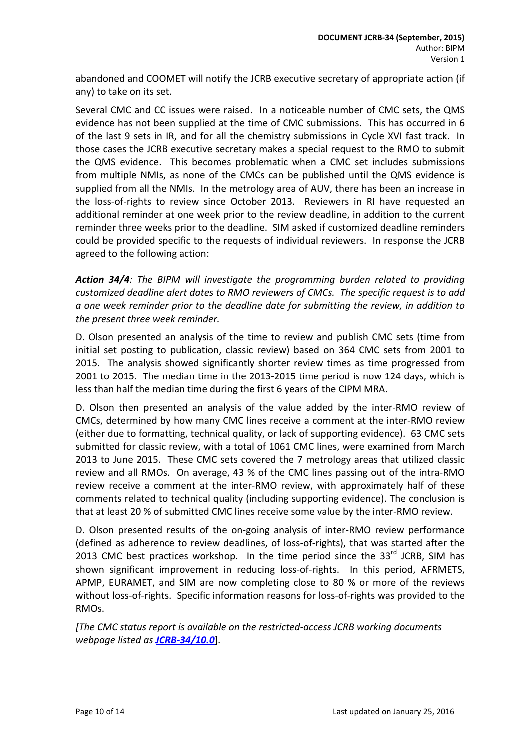abandoned and COOMET will notify the JCRB executive secretary of appropriate action (if any) to take on its set.

Several CMC and CC issues were raised. In a noticeable number of CMC sets, the QMS evidence has not been supplied at the time of CMC submissions. This has occurred in 6 of the last 9 sets in IR, and for all the chemistry submissions in Cycle XVI fast track. In those cases the JCRB executive secretary makes a special request to the RMO to submit the QMS evidence. This becomes problematic when a CMC set includes submissions from multiple NMIs, as none of the CMCs can be published until the QMS evidence is supplied from all the NMIs. In the metrology area of AUV, there has been an increase in the loss-of-rights to review since October 2013. Reviewers in RI have requested an additional reminder at one week prior to the review deadline, in addition to the current reminder three weeks prior to the deadline. SIM asked if customized deadline reminders could be provided specific to the requests of individual reviewers. In response the JCRB agreed to the following action:

***Action 34/4****: The BIPM will investigate the programming burden related to providing customized deadline alert dates to RMO reviewers of CMCs. The specific request is to add a one week reminder prior to the deadline date for submitting the review, in addition to the present three week reminder.*

D. Olson presented an analysis of the time to review and publish CMC sets (time from initial set posting to publication, classic review) based on 364 CMC sets from 2001 to 2015. The analysis showed significantly shorter review times as time progressed from 2001 to 2015. The median time in the 2013-2015 time period is now 124 days, which is less than half the median time during the first 6 years of the CIPM MRA.

D. Olson then presented an analysis of the value added by the inter-RMO review of CMCs, determined by how many CMC lines receive a comment at the inter-RMO review (either due to formatting, technical quality, or lack of supporting evidence). 63 CMC sets submitted for classic review, with a total of 1061 CMC lines, were examined from March 2013 to June 2015. These CMC sets covered the 7 metrology areas that utilized classic review and all RMOs. On average, 43 % of the CMC lines passing out of the intra-RMO review receive a comment at the inter-RMO review, with approximately half of these comments related to technical quality (including supporting evidence). The conclusion is that at least 20 % of submitted CMC lines receive some value by the inter-RMO review.

D. Olson presented results of the on-going analysis of inter-RMO review performance (defined as adherence to review deadlines, of loss-of-rights), that was started after the 2013 CMC best practices workshop. In the time period since the 33rd JCRB, SIM has shown significant improvement in reducing loss-of-rights. In this period, AFRMETS, APMP, EURAMET, and SIM are now completing close to 80 % or more of the reviews without loss-of-rights. Specific information reasons for loss-of-rights was provided to the RMOs.

*[The CMC status report is available on the restricted-access JCRB working documents webpage listed as* ***JCRB-34/10.0****]*.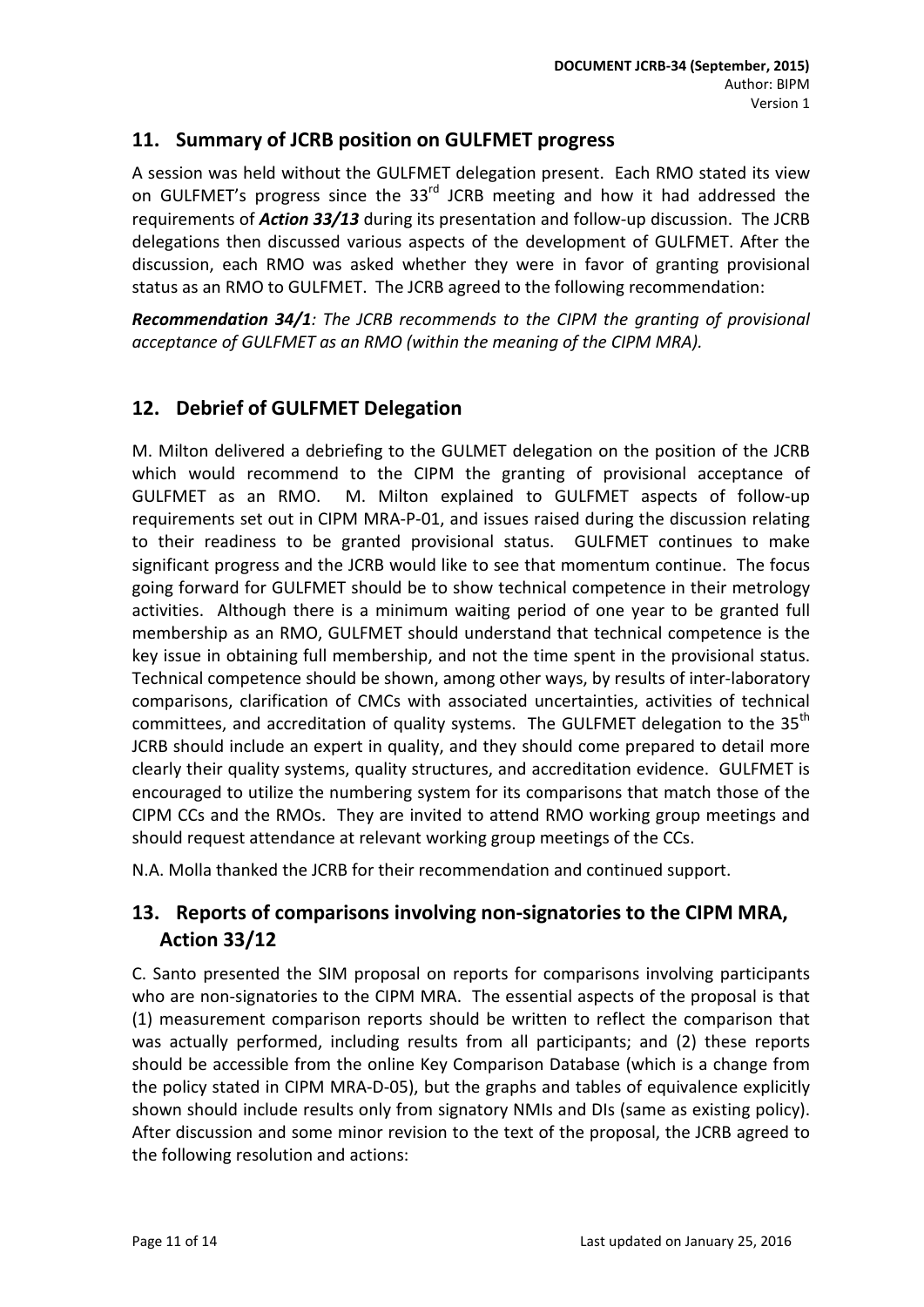## 11. Summary of JCRB position on GULFMET progress

A session was held without the GULFMET delegation present. Each RMO stated its view on GULFMET's progress since the 33rd JCRB meeting and how it had addressed the requirements of ***Action 33/13*** during its presentation and follow-up discussion. The JCRB delegations then discussed various aspects of the development of GULFMET. After the discussion, each RMO was asked whether they were in favor of granting provisional status as an RMO to GULFMET. The JCRB agreed to the following recommendation:

***Recommendation 34/1****: The JCRB recommends to the CIPM the granting of provisional acceptance of GULFMET as an RMO (within the meaning of the CIPM MRA).*

## 12. Debrief of GULFMET Delegation

M. Milton delivered a debriefing to the GULMET delegation on the position of the JCRB which would recommend to the CIPM the granting of provisional acceptance of GULFMET as an RMO. M. Milton explained to GULFMET aspects of follow-up requirements set out in CIPM MRA-P-01, and issues raised during the discussion relating to their readiness to be granted provisional status. GULFMET continues to make significant progress and the JCRB would like to see that momentum continue. The focus going forward for GULFMET should be to show technical competence in their metrology activities. Although there is a minimum waiting period of one year to be granted full membership as an RMO, GULFMET should understand that technical competence is the key issue in obtaining full membership, and not the time spent in the provisional status. Technical competence should be shown, among other ways, by results of inter-laboratory comparisons, clarification of CMCs with associated uncertainties, activities of technical committees, and accreditation of quality systems. The GULFMET delegation to the 35th JCRB should include an expert in quality, and they should come prepared to detail more clearly their quality systems, quality structures, and accreditation evidence. GULFMET is encouraged to utilize the numbering system for its comparisons that match those of the CIPM CCs and the RMOs. They are invited to attend RMO working group meetings and should request attendance at relevant working group meetings of the CCs.

N.A. Molla thanked the JCRB for their recommendation and continued support.

## 13. Reports of comparisons involving non-signatories to the CIPM MRA, Action 33/12

C. Santo presented the SIM proposal on reports for comparisons involving participants who are non-signatories to the CIPM MRA. The essential aspects of the proposal is that (1) measurement comparison reports should be written to reflect the comparison that was actually performed, including results from all participants; and (2) these reports should be accessible from the online Key Comparison Database (which is a change from the policy stated in CIPM MRA-D-05), but the graphs and tables of equivalence explicitly shown should include results only from signatory NMIs and DIs (same as existing policy). After discussion and some minor revision to the text of the proposal, the JCRB agreed to the following resolution and actions: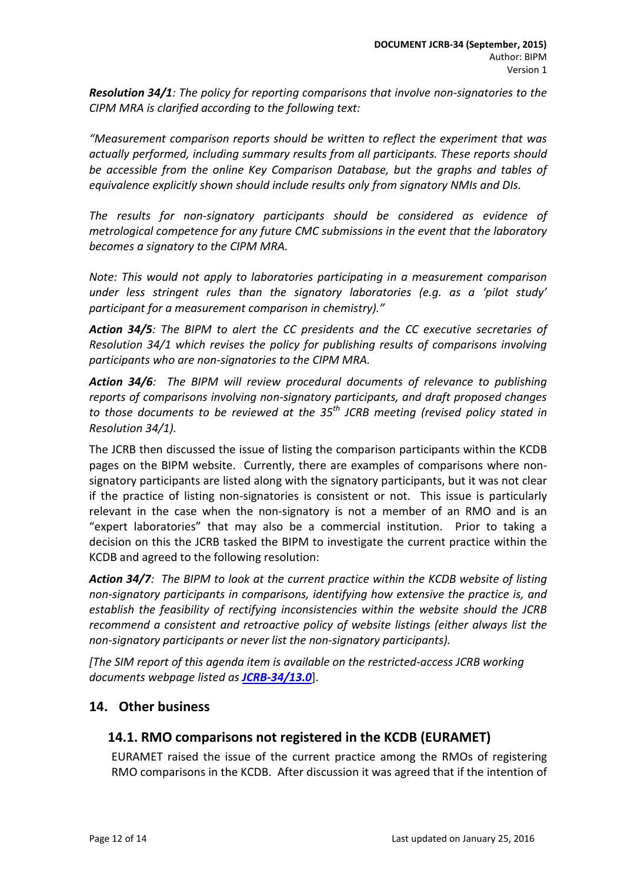***Resolution 34/1**: The policy for reporting comparisons that involve non-signatories to the CIPM MRA is clarified according to the following text:*

*"Measurement comparison reports should be written to reflect the experiment that was actually performed, including summary results from all participants. These reports should be accessible from the online Key Comparison Database, but the graphs and tables of equivalence explicitly shown should include results only from signatory NMIs and DIs.*

*The results for non-signatory participants should be considered as evidence of metrological competence for any future CMC submissions in the event that the laboratory becomes a signatory to the CIPM MRA.*

*Note: This would not apply to laboratories participating in a measurement comparison under less stringent rules than the signatory laboratories (e.g. as a 'pilot study' participant for a measurement comparison in chemistry)."*

***Action 34/5**: The BIPM to alert the CC presidents and the CC executive secretaries of Resolution 34/1 which revises the policy for publishing results of comparisons involving participants who are non-signatories to the CIPM MRA.*

***Action 34/6**: The BIPM will review procedural documents of relevance to publishing reports of comparisons involving non-signatory participants, and draft proposed changes to those documents to be reviewed at the 35th JCRB meeting (revised policy stated in Resolution 34/1).*

The JCRB then discussed the issue of listing the comparison participants within the KCDB pages on the BIPM website. Currently, there are examples of comparisons where non-signatory participants are listed along with the signatory participants, but it was not clear if the practice of listing non-signatories is consistent or not. This issue is particularly relevant in the case when the non-signatory is not a member of an RMO and is an "expert laboratories" that may also be a commercial institution. Prior to taking a decision on this the JCRB tasked the BIPM to investigate the current practice within the KCDB and agreed to the following resolution:

***Action 34/7**: The BIPM to look at the current practice within the KCDB website of listing non-signatory participants in comparisons, identifying how extensive the practice is, and establish the feasibility of rectifying inconsistencies within the website should the JCRB recommend a consistent and retroactive policy of website listings (either always list the non-signatory participants or never list the non-signatory participants).*

*[The SIM report of this agenda item is available on the restricted-access JCRB working documents webpage listed as **JCRB-34/13.0**].*

## 14. Other business

### 14.1. RMO comparisons not registered in the KCDB (EURAMET)

EURAMET raised the issue of the current practice among the RMOs of registering RMO comparisons in the KCDB. After discussion it was agreed that if the intention of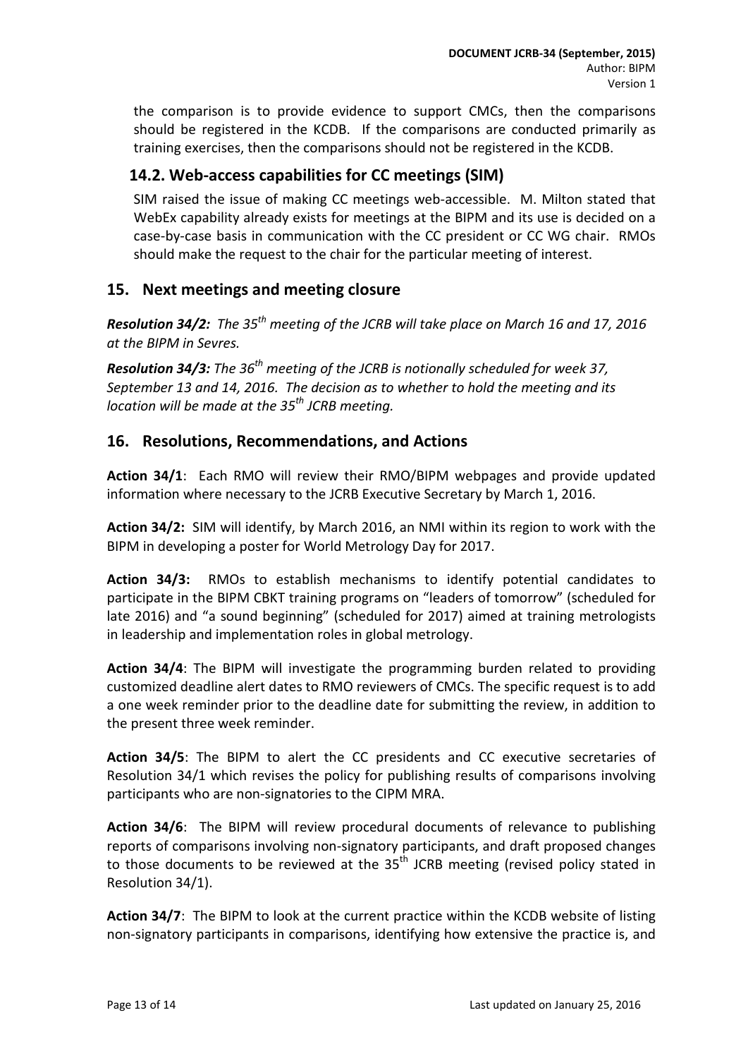the comparison is to provide evidence to support CMCs, then the comparisons should be registered in the KCDB. If the comparisons are conducted primarily as training exercises, then the comparisons should not be registered in the KCDB.

### 14.2. Web-access capabilities for CC meetings (SIM)

SIM raised the issue of making CC meetings web-accessible. M. Milton stated that WebEx capability already exists for meetings at the BIPM and its use is decided on a case-by-case basis in communication with the CC president or CC WG chair. RMOs should make the request to the chair for the particular meeting of interest.

## 15. Next meetings and meeting closure

***Resolution 34/2:*** *The 35th meeting of the JCRB will take place on March 16 and 17, 2016 at the BIPM in Sevres.*

***Resolution 34/3:*** *The 36th meeting of the JCRB is notionally scheduled for week 37, September 13 and 14, 2016. The decision as to whether to hold the meeting and its location will be made at the 35th JCRB meeting.*

## 16. Resolutions, Recommendations, and Actions

**Action 34/1**: Each RMO will review their RMO/BIPM webpages and provide updated information where necessary to the JCRB Executive Secretary by March 1, 2016.

**Action 34/2:** SIM will identify, by March 2016, an NMI within its region to work with the BIPM in developing a poster for World Metrology Day for 2017.

**Action 34/3:** RMOs to establish mechanisms to identify potential candidates to participate in the BIPM CBKT training programs on "leaders of tomorrow" (scheduled for late 2016) and "a sound beginning" (scheduled for 2017) aimed at training metrologists in leadership and implementation roles in global metrology.

**Action 34/4**: The BIPM will investigate the programming burden related to providing customized deadline alert dates to RMO reviewers of CMCs. The specific request is to add a one week reminder prior to the deadline date for submitting the review, in addition to the present three week reminder.

**Action 34/5**: The BIPM to alert the CC presidents and CC executive secretaries of Resolution 34/1 which revises the policy for publishing results of comparisons involving participants who are non-signatories to the CIPM MRA.

**Action 34/6**: The BIPM will review procedural documents of relevance to publishing reports of comparisons involving non-signatory participants, and draft proposed changes to those documents to be reviewed at the 35th JCRB meeting (revised policy stated in Resolution 34/1).

**Action 34/7**: The BIPM to look at the current practice within the KCDB website of listing non-signatory participants in comparisons, identifying how extensive the practice is, and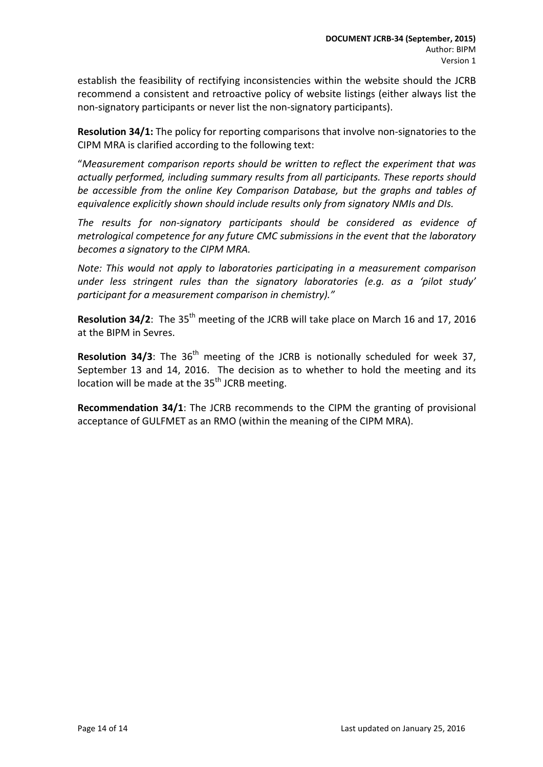establish the feasibility of rectifying inconsistencies within the website should the JCRB recommend a consistent and retroactive policy of website listings (either always list the non-signatory participants or never list the non-signatory participants).

**Resolution 34/1:** The policy for reporting comparisons that involve non-signatories to the CIPM MRA is clarified according to the following text:

"*Measurement comparison reports should be written to reflect the experiment that was actually performed, including summary results from all participants. These reports should be accessible from the online Key Comparison Database, but the graphs and tables of equivalence explicitly shown should include results only from signatory NMIs and DIs.*

*The results for non-signatory participants should be considered as evidence of metrological competence for any future CMC submissions in the event that the laboratory becomes a signatory to the CIPM MRA.*

*Note: This would not apply to laboratories participating in a measurement comparison under less stringent rules than the signatory laboratories (e.g. as a 'pilot study' participant for a measurement comparison in chemistry)."*

**Resolution 34/2**: The 35th meeting of the JCRB will take place on March 16 and 17, 2016 at the BIPM in Sevres.

**Resolution 34/3**: The 36th meeting of the JCRB is notionally scheduled for week 37, September 13 and 14, 2016. The decision as to whether to hold the meeting and its location will be made at the 35th JCRB meeting.

**Recommendation 34/1**: The JCRB recommends to the CIPM the granting of provisional acceptance of GULFMET as an RMO (within the meaning of the CIPM MRA).